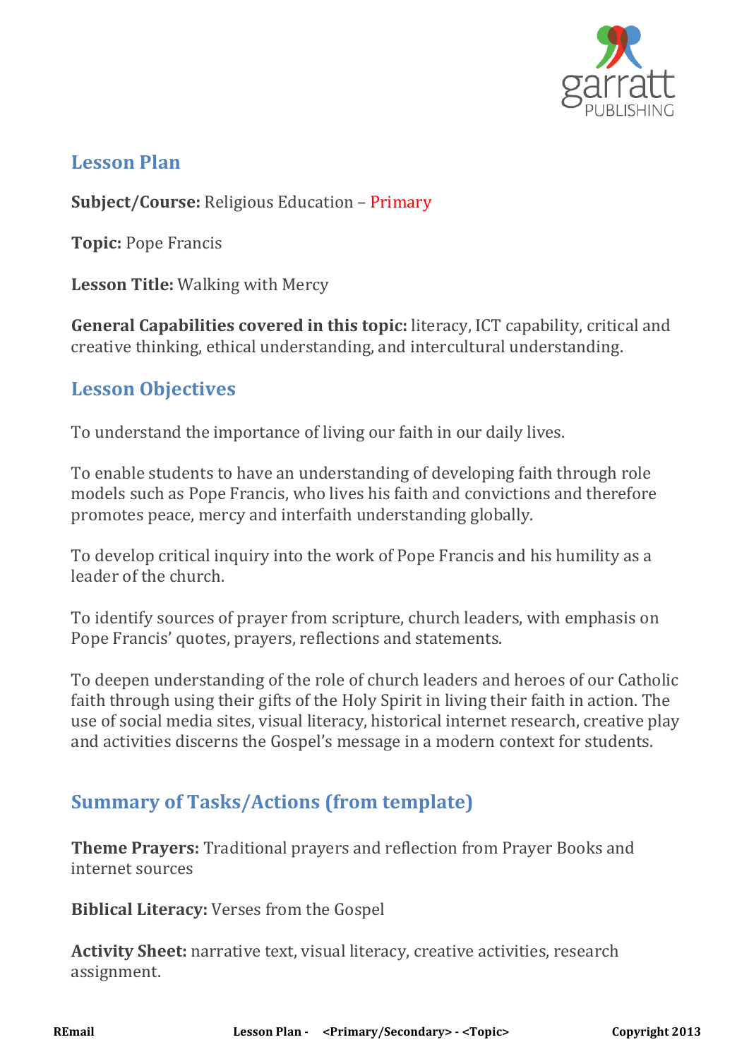## Lesson Plan

**Subject/Course:** Religious Education – Primary

**Topic:** Pope Francis

**Lesson Title:** Walking with Mercy

**General Capabilities covered in this topic:** literacy, ICT capability, critical and creative thinking, ethical understanding, and intercultural understanding.

## Lesson Objectives

To understand the importance of living our faith in our daily lives.

To enable students to have an understanding of developing faith through role models such as Pope Francis, who lives his faith and convictions and therefore promotes peace, mercy and interfaith understanding globally.

To develop critical inquiry into the work of Pope Francis and his humility as a leader of the church.

To identify sources of prayer from scripture, church leaders, with emphasis on Pope Francis' quotes, prayers, reflections and statements.

To deepen understanding of the role of church leaders and heroes of our Catholic faith through using their gifts of the Holy Spirit in living their faith in action. The use of social media sites, visual literacy, historical internet research, creative play and activities discerns the Gospel's message in a modern context for students.

## Summary of Tasks/Actions (from template)

**Theme Prayers:** Traditional prayers and reflection from Prayer Books and internet sources

**Biblical Literacy:** Verses from the Gospel

**Activity Sheet:** narrative text, visual literacy, creative activities, research assignment.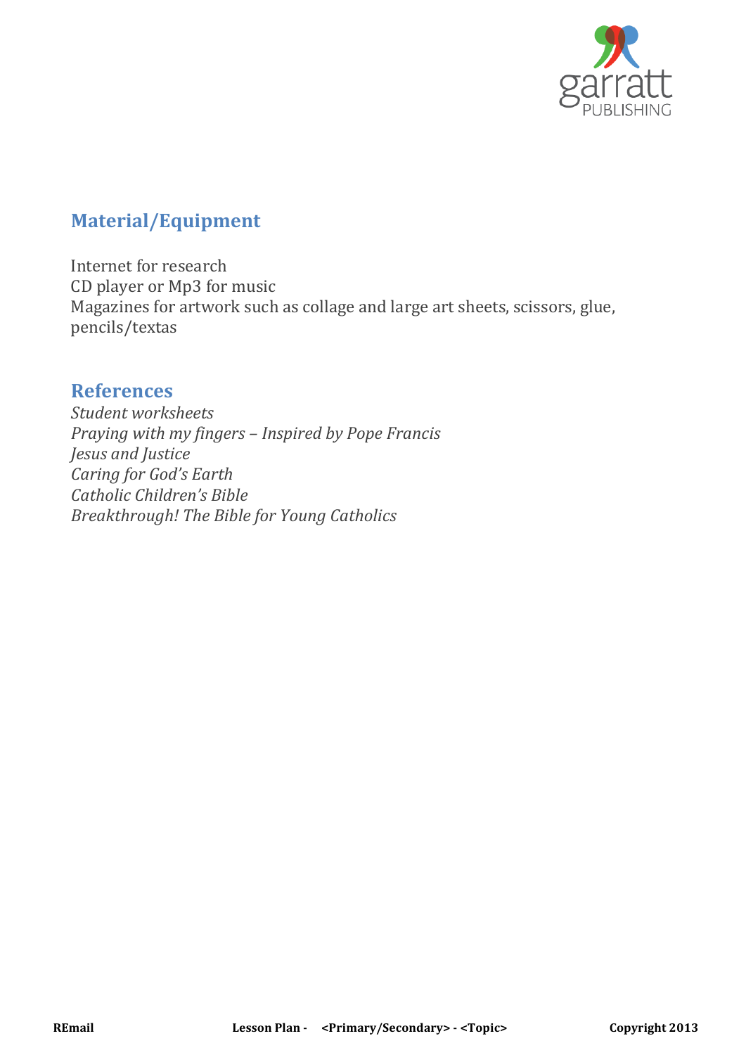## Material/Equipment

Internet for research
CD player or Mp3 for music
Magazines for artwork such as collage and large art sheets, scissors, glue, pencils/textas

## References

*Student worksheets*
*Praying with my fingers – Inspired by Pope Francis*
*Jesus and Justice*
*Caring for God's Earth*
*Catholic Children's Bible*
*Breakthrough! The Bible for Young Catholics*